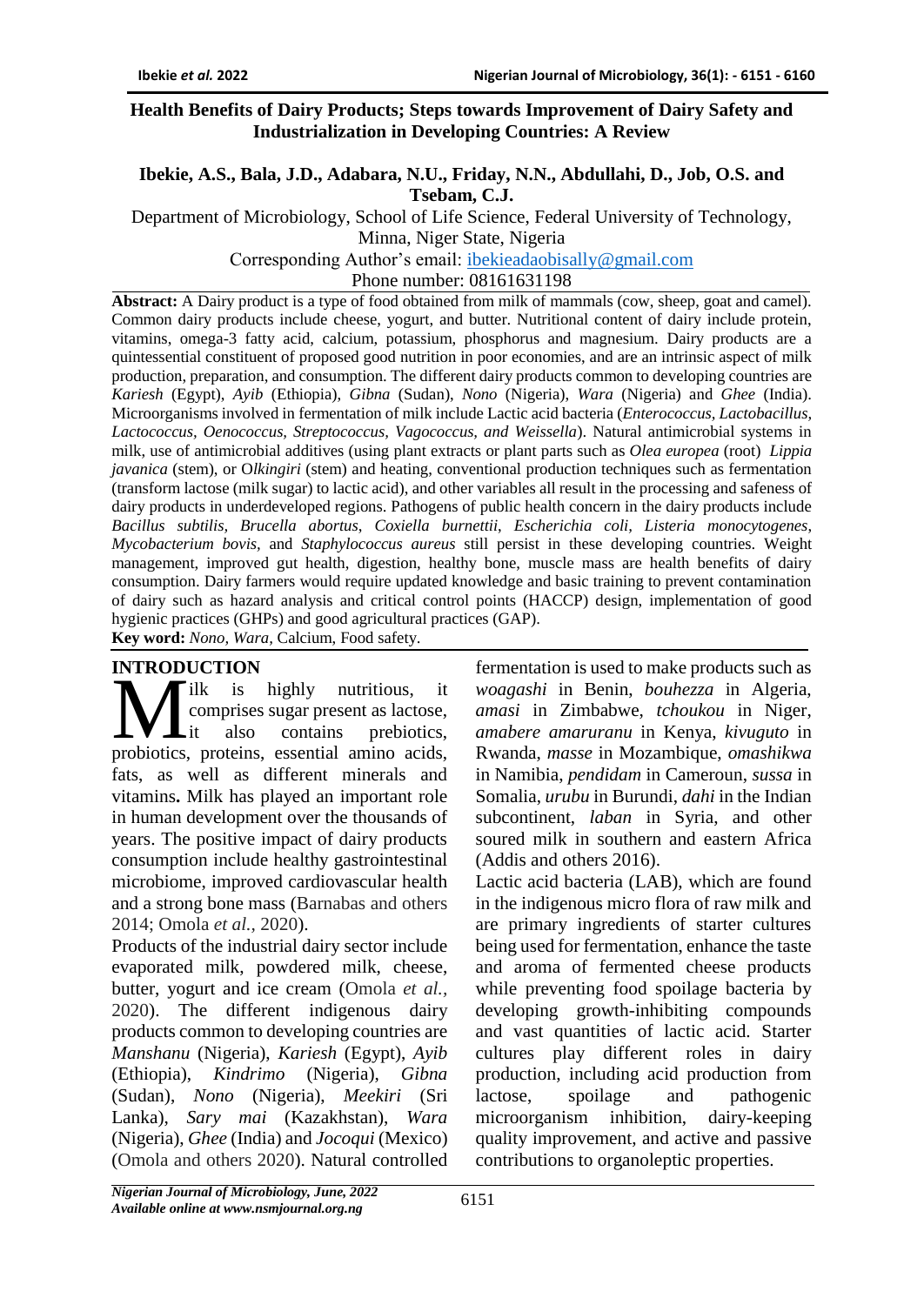# Health Benefits of Dairy Products; Steps towards Improvement of Dairy Safety and Industrialization in Developing Countries: A Review

**Ibekie, A.S., Bala, J.D., Adabara, N.U., Friday, N.N., Abdullahi, D., Job, O.S. and Tsebam, C.J.**

Department of Microbiology, School of Life Science, Federal University of Technology, Minna, Niger State, Nigeria

Corresponding Author's email: ibekieadaobisally@gmail.com

Phone number: 08161631198

**Abstract:** A Dairy product is a type of food obtained from milk of mammals (cow, sheep, goat and camel). Common dairy products include cheese, yogurt, and butter. Nutritional content of dairy include protein, vitamins, omega-3 fatty acid, calcium, potassium, phosphorus and magnesium. Dairy products are a quintessential constituent of proposed good nutrition in poor economies, and are an intrinsic aspect of milk production, preparation, and consumption. The different dairy products common to developing countries are *Kariesh* (Egypt), *Ayib* (Ethiopia), *Gibna* (Sudan), *Nono* (Nigeria), *Wara* (Nigeria) and *Ghee* (India). Microorganisms involved in fermentation of milk include Lactic acid bacteria (*Enterococcus, Lactobacillus, Lactococcus, Oenococcus, Streptococcus, Vagococcus, and Weissella*). Natural antimicrobial systems in milk, use of antimicrobial additives (using plant extracts or plant parts such as *Olea europea* (root) *Lippia javanica* (stem), or O*lkingiri* (stem) and heating, conventional production techniques such as fermentation (transform lactose (milk sugar) to lactic acid), and other variables all result in the processing and safeness of dairy products in underdeveloped regions. Pathogens of public health concern in the dairy products include *Bacillus subtilis, Brucella abortus, Coxiella burnettii, Escherichia coli, Listeria monocytogenes, Mycobacterium bovis,* and *Staphylococcus aureus* still persist in these developing countries. Weight management, improved gut health, digestion, healthy bone, muscle mass are health benefits of dairy consumption. Dairy farmers would require updated knowledge and basic training to prevent contamination of dairy such as hazard analysis and critical control points (HACCP) design, implementation of good hygienic practices (GHPs) and good agricultural practices (GAP).

**Key word:** *Nono, Wara,* Calcium, Food safety.

## INTRODUCTION

Milk is highly nutritious, it comprises sugar present as lactose, it also contains prebiotics, probiotics, proteins, essential amino acids, fats, as well as different minerals and vitamins**.** Milk has played an important role in human development over the thousands of years. The positive impact of dairy products consumption include healthy gastrointestinal microbiome, improved cardiovascular health and a strong bone mass (Barnabas and others 2014; Omola *et al.*, 2020).

Products of the industrial dairy sector include evaporated milk, powdered milk, cheese, butter, yogurt and ice cream (Omola *et al.,* 2020). The different indigenous dairy products common to developing countries are *Manshanu* (Nigeria), *Kariesh* (Egypt), *Ayib* (Ethiopia), *Kindrimo* (Nigeria), *Gibna* (Sudan), *Nono* (Nigeria), *Meekiri* (Sri Lanka), *Sary mai* (Kazakhstan), *Wara* (Nigeria), *Ghee* (India) and *Jocoqui* (Mexico) (Omola and others 2020). Natural controlled fermentation is used to make products such as *woagashi* in Benin, *bouhezza* in Algeria, *amasi* in Zimbabwe, *tchoukou* in Niger, *amabere amaruranu* in Kenya, *kivuguto* in Rwanda, *masse* in Mozambique, *omashikwa* in Namibia, *pendidam* in Cameroun, *sussa* in Somalia, *urubu* in Burundi, *dahi* in the Indian subcontinent, *laban* in Syria, and other soured milk in southern and eastern Africa (Addis and others 2016).

Lactic acid bacteria (LAB), which are found in the indigenous micro flora of raw milk and are primary ingredients of starter cultures being used for fermentation, enhance the taste and aroma of fermented cheese products while preventing food spoilage bacteria by developing growth-inhibiting compounds and vast quantities of lactic acid. Starter cultures play different roles in dairy production, including acid production from lactose, spoilage and pathogenic microorganism inhibition, dairy-keeping quality improvement, and active and passive contributions to organoleptic properties.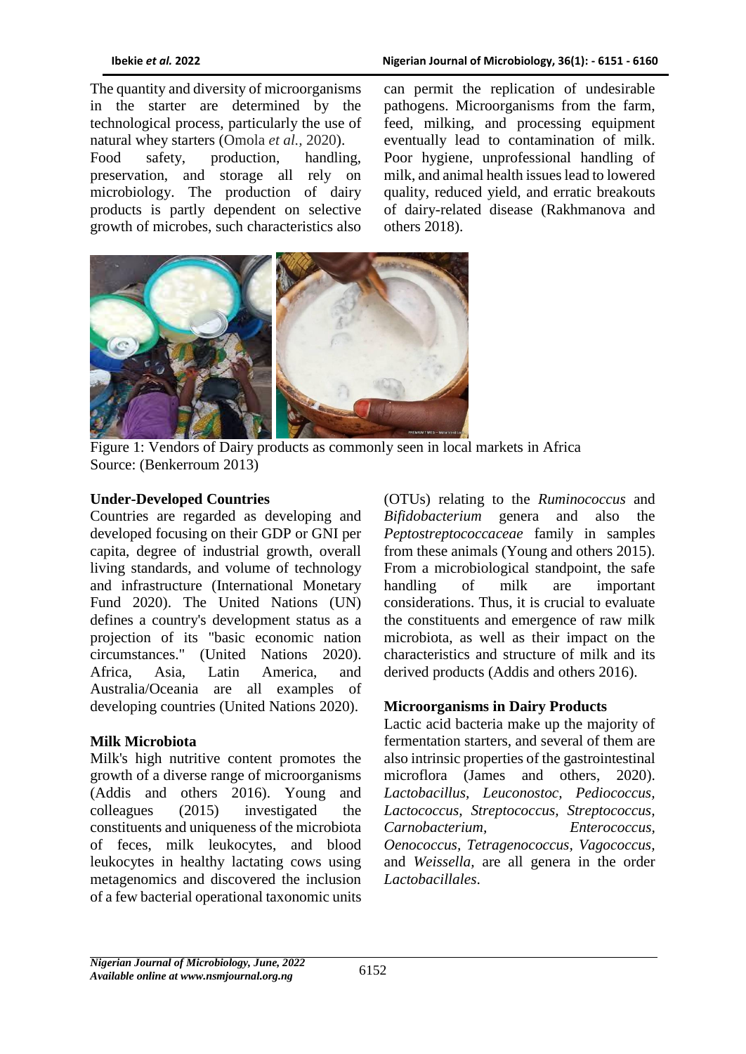The quantity and diversity of microorganisms in the starter are determined by the technological process, particularly the use of natural whey starters (Omola *et al.,* 2020).

Food safety, production, handling, preservation, and storage all rely on microbiology. The production of dairy products is partly dependent on selective growth of microbes, such characteristics also can permit the replication of undesirable pathogens. Microorganisms from the farm, feed, milking, and processing equipment eventually lead to contamination of milk. Poor hygiene, unprofessional handling of milk, and animal health issues lead to lowered quality, reduced yield, and erratic breakouts of dairy-related disease (Rakhmanova and others 2018).

Figure 1: Vendors of Dairy products as commonly seen in local markets in Africa
Source: (Benkerroum 2013)

**Under-Developed Countries**

Countries are regarded as developing and developed focusing on their GDP or GNI per capita, degree of industrial growth, overall living standards, and volume of technology and infrastructure (International Monetary Fund 2020). The United Nations (UN) defines a country's development status as a projection of its "basic economic nation circumstances." (United Nations 2020). Africa, Asia, Latin America, and Australia/Oceania are all examples of developing countries (United Nations 2020).

**Milk Microbiota**

Milk's high nutritive content promotes the growth of a diverse range of microorganisms (Addis and others 2016). Young and colleagues (2015) investigated the constituents and uniqueness of the microbiota of feces, milk leukocytes, and blood leukocytes in healthy lactating cows using metagenomics and discovered the inclusion of a few bacterial operational taxonomic units (OTUs) relating to the *Ruminococcus* and *Bifidobacterium* genera and also the *Peptostreptococcaceae* family in samples from these animals (Young and others 2015). From a microbiological standpoint, the safe handling of milk are important considerations. Thus, it is crucial to evaluate the constituents and emergence of raw milk microbiota, as well as their impact on the characteristics and structure of milk and its derived products (Addis and others 2016).

**Microorganisms in Dairy Products**

Lactic acid bacteria make up the majority of fermentation starters, and several of them are also intrinsic properties of the gastrointestinal microflora (James and others, 2020). *Lactobacillus*, *Leuconostoc*, *Pediococcus*, *Lactococcus*, *Streptococcus*, *Streptococcus*, *Carnobacterium*, *Enterococcus*, *Oenococcus*, *Tetragenococcus*, *Vagococcus*, and *Weissella*, are all genera in the order *Lactobacillales*.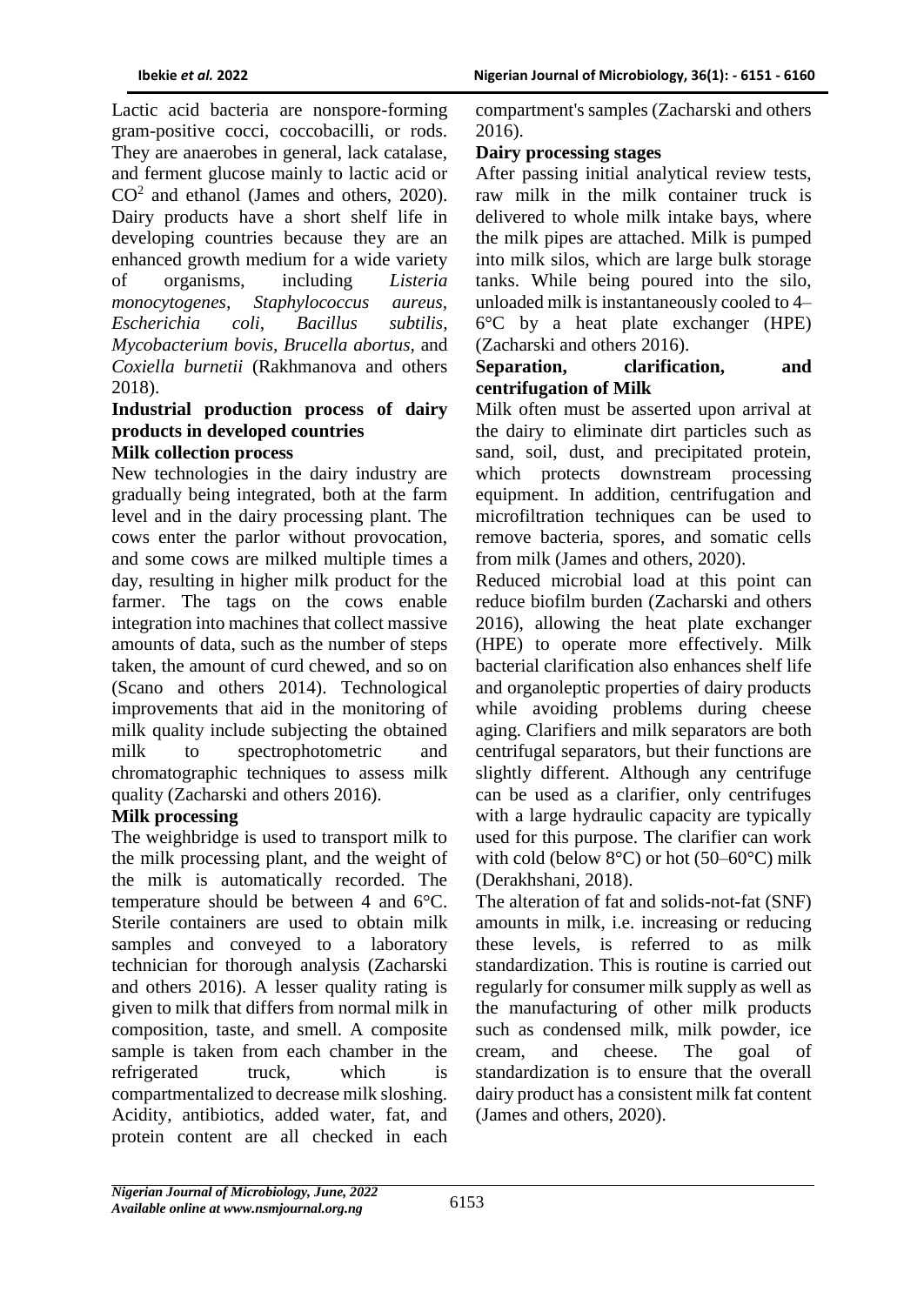Lactic acid bacteria are nonspore-forming gram-positive cocci, coccobacilli, or rods. They are anaerobes in general, lack catalase, and ferment glucose mainly to lactic acid or $CO^2$ and ethanol (James and others, 2020). Dairy products have a short shelf life in developing countries because they are an enhanced growth medium for a wide variety of organisms, including *Listeria monocytogenes*, *Staphylococcus aureus*, *Escherichia coli*, *Bacillus subtilis*, *Mycobacterium bovis*, *Brucella abortus*, and *Coxiella burnetii* (Rakhmanova and others 2018).

**Industrial production process of dairy products in developed countries**

**Milk collection process**

New technologies in the dairy industry are gradually being integrated, both at the farm level and in the dairy processing plant. The cows enter the parlor without provocation, and some cows are milked multiple times a day, resulting in higher milk product for the farmer. The tags on the cows enable integration into machines that collect massive amounts of data, such as the number of steps taken, the amount of curd chewed, and so on (Scano and others 2014). Technological improvements that aid in the monitoring of milk quality include subjecting the obtained milk to spectrophotometric and chromatographic techniques to assess milk quality (Zacharski and others 2016).

**Milk processing**

The weighbridge is used to transport milk to the milk processing plant, and the weight of the milk is automatically recorded. The temperature should be between 4 and 6°C. Sterile containers are used to obtain milk samples and conveyed to a laboratory technician for thorough analysis (Zacharski and others 2016). A lesser quality rating is given to milk that differs from normal milk in composition, taste, and smell. A composite sample is taken from each chamber in the refrigerated truck, which is compartmentalized to decrease milk sloshing. Acidity, antibiotics, added water, fat, and protein content are all checked in each compartment's samples (Zacharski and others 2016).

**Dairy processing stages**

After passing initial analytical review tests, raw milk in the milk container truck is delivered to whole milk intake bays, where the milk pipes are attached. Milk is pumped into milk silos, which are large bulk storage tanks. While being poured into the silo, unloaded milk is instantaneously cooled to 4–6°C by a heat plate exchanger (HPE) (Zacharski and others 2016).

**Separation, clarification, and centrifugation of Milk**

Milk often must be asserted upon arrival at the dairy to eliminate dirt particles such as sand, soil, dust, and precipitated protein, which protects downstream processing equipment. In addition, centrifugation and microfiltration techniques can be used to remove bacteria, spores, and somatic cells from milk (James and others, 2020).

Reduced microbial load at this point can reduce biofilm burden (Zacharski and others 2016), allowing the heat plate exchanger (HPE) to operate more effectively. Milk bacterial clarification also enhances shelf life and organoleptic properties of dairy products while avoiding problems during cheese aging. Clarifiers and milk separators are both centrifugal separators, but their functions are slightly different. Although any centrifuge can be used as a clarifier, only centrifuges with a large hydraulic capacity are typically used for this purpose. The clarifier can work with cold (below 8°C) or hot (50–60°C) milk (Derakhshani, 2018).

The alteration of fat and solids-not-fat (SNF) amounts in milk, i.e. increasing or reducing these levels, is referred to as milk standardization. This is routine is carried out regularly for consumer milk supply as well as the manufacturing of other milk products such as condensed milk, milk powder, ice cream, and cheese. The goal of standardization is to ensure that the overall dairy product has a consistent milk fat content (James and others, 2020).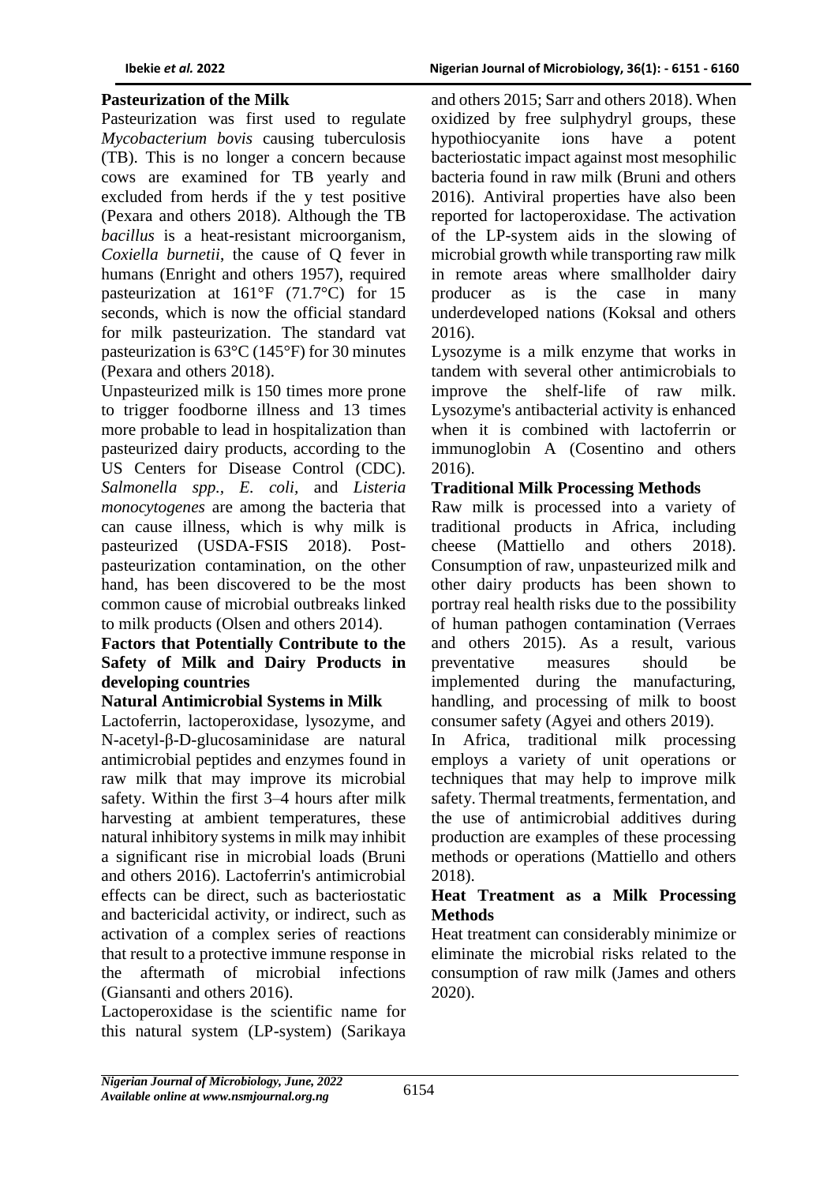**Pasteurization of the Milk**

Pasteurization was first used to regulate *Mycobacterium bovis* causing tuberculosis (TB). This is no longer a concern because cows are examined for TB yearly and excluded from herds if the y test positive (Pexara and others 2018). Although the TB *bacillus* is a heat-resistant microorganism, *Coxiella burnetii*, the cause of Q fever in humans (Enright and others 1957), required pasteurization at 161°F (71.7°C) for 15 seconds, which is now the official standard for milk pasteurization. The standard vat pasteurization is 63°C (145°F) for 30 minutes (Pexara and others 2018).

Unpasteurized milk is 150 times more prone to trigger foodborne illness and 13 times more probable to lead in hospitalization than pasteurized dairy products, according to the US Centers for Disease Control (CDC). *Salmonella spp.*, *E. coli*, and *Listeria monocytogenes* are among the bacteria that can cause illness, which is why milk is pasteurized (USDA-FSIS 2018). Post-pasteurization contamination, on the other hand, has been discovered to be the most common cause of microbial outbreaks linked to milk products (Olsen and others 2014).

**Factors that Potentially Contribute to the Safety of Milk and Dairy Products in developing countries**

**Natural Antimicrobial Systems in Milk**

Lactoferrin, lactoperoxidase, lysozyme, and N-acetyl-β-D-glucosaminidase are natural antimicrobial peptides and enzymes found in raw milk that may improve its microbial safety. Within the first 3–4 hours after milk harvesting at ambient temperatures, these natural inhibitory systems in milk may inhibit a significant rise in microbial loads (Bruni and others 2016). Lactoferrin's antimicrobial effects can be direct, such as bacteriostatic and bactericidal activity, or indirect, such as activation of a complex series of reactions that result to a protective immune response in the aftermath of microbial infections (Giansanti and others 2016).

Lactoperoxidase is the scientific name for this natural system (LP-system) (Sarikaya and others 2015; Sarr and others 2018). When oxidized by free sulphydryl groups, these hypothiocyanite ions have a potent bacteriostatic impact against most mesophilic bacteria found in raw milk (Bruni and others 2016). Antiviral properties have also been reported for lactoperoxidase. The activation of the LP-system aids in the slowing of microbial growth while transporting raw milk in remote areas where smallholder dairy producer as is the case in many underdeveloped nations (Koksal and others 2016).

Lysozyme is a milk enzyme that works in tandem with several other antimicrobials to improve the shelf-life of raw milk. Lysozyme's antibacterial activity is enhanced when it is combined with lactoferrin or immunoglobin A (Cosentino and others 2016).

**Traditional Milk Processing Methods**

Raw milk is processed into a variety of traditional products in Africa, including cheese (Mattiello and others 2018). Consumption of raw, unpasteurized milk and other dairy products has been shown to portray real health risks due to the possibility of human pathogen contamination (Verraes and others 2015). As a result, various preventative measures should be implemented during the manufacturing, handling, and processing of milk to boost consumer safety (Agyei and others 2019).

In Africa, traditional milk processing employs a variety of unit operations or techniques that may help to improve milk safety. Thermal treatments, fermentation, and the use of antimicrobial additives during production are examples of these processing methods or operations (Mattiello and others 2018).

**Heat Treatment as a Milk Processing Methods**

Heat treatment can considerably minimize or eliminate the microbial risks related to the consumption of raw milk (James and others 2020).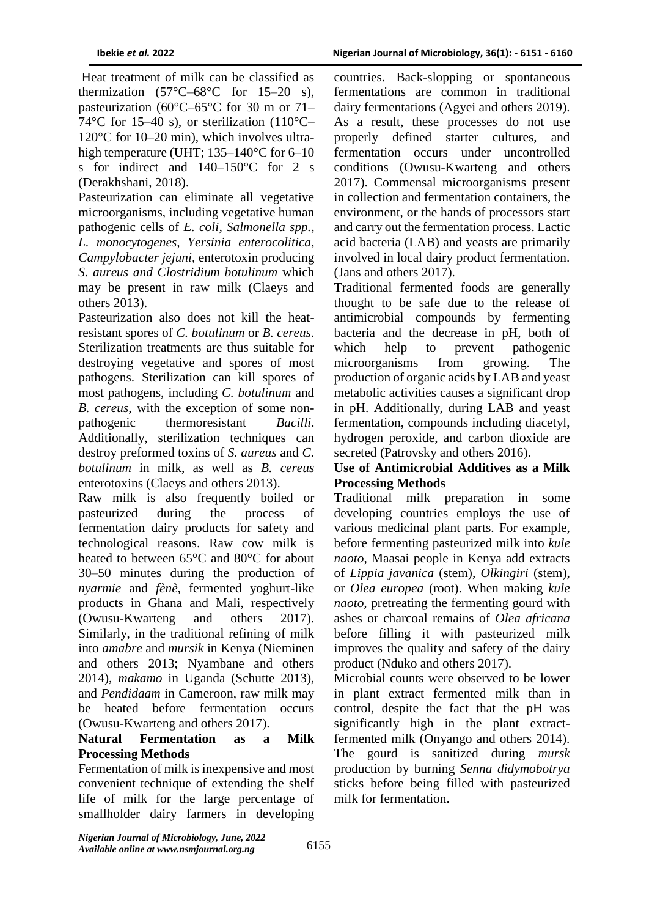Heat treatment of milk can be classified as thermization (57°C–68°C for 15–20 s), pasteurization (60°C–65°C for 30 m or 71–74°C for 15–40 s), or sterilization (110°C–120°C for 10–20 min), which involves ultra-high temperature (UHT; 135–140°C for 6–10 s for indirect and 140–150°C for 2 s (Derakhshani, 2018).

Pasteurization can eliminate all vegetative microorganisms, including vegetative human pathogenic cells of *E. coli, Salmonella spp., L. monocytogenes, Yersinia enterocolitica, Campylobacter jejuni*, enterotoxin producing *S. aureus and Clostridium botulinum* which may be present in raw milk (Claeys and others 2013).

Pasteurization also does not kill the heat-resistant spores of *C. botulinum* or *B. cereus*. Sterilization treatments are thus suitable for destroying vegetative and spores of most pathogens. Sterilization can kill spores of most pathogens, including *C. botulinum* and *B. cereus*, with the exception of some non-pathogenic thermoresistant *Bacilli*. Additionally, sterilization techniques can destroy preformed toxins of *S. aureus* and *C. botulinum* in milk, as well as *B. cereus* enterotoxins (Claeys and others 2013).

Raw milk is also frequently boiled or pasteurized during the process of fermentation dairy products for safety and technological reasons. Raw cow milk is heated to between 65°C and 80°C for about 30–50 minutes during the production of *nyarmie* and *fènè*, fermented yoghurt-like products in Ghana and Mali, respectively (Owusu-Kwarteng and others 2017). Similarly, in the traditional refining of milk into *amabre* and *mursik* in Kenya (Nieminen and others 2013; Nyambane and others 2014), *makamo* in Uganda (Schutte 2013), and *Pendidaam* in Cameroon, raw milk may be heated before fermentation occurs (Owusu-Kwarteng and others 2017).

**Natural Fermentation as a Milk Processing Methods**

Fermentation of milk is inexpensive and most convenient technique of extending the shelf life of milk for the large percentage of smallholder dairy farmers in developing countries. Back-slopping or spontaneous fermentations are common in traditional dairy fermentations (Agyei and others 2019). As a result, these processes do not use properly defined starter cultures, and fermentation occurs under uncontrolled conditions (Owusu-Kwarteng and others 2017). Commensal microorganisms present in collection and fermentation containers, the environment, or the hands of processors start and carry out the fermentation process. Lactic acid bacteria (LAB) and yeasts are primarily involved in local dairy product fermentation. (Jans and others 2017).

Traditional fermented foods are generally thought to be safe due to the release of antimicrobial compounds by fermenting bacteria and the decrease in pH, both of which help to prevent pathogenic microorganisms from growing. The production of organic acids by LAB and yeast metabolic activities causes a significant drop in pH. Additionally, during LAB and yeast fermentation, compounds including diacetyl, hydrogen peroxide, and carbon dioxide are secreted (Patrovsky and others 2016).

**Use of Antimicrobial Additives as a Milk Processing Methods**

Traditional milk preparation in some developing countries employs the use of various medicinal plant parts. For example, before fermenting pasteurized milk into *kule naoto*, Maasai people in Kenya add extracts of *Lippia javanica* (stem), *Olkingiri* (stem), or *Olea europea* (root). When making *kule naoto*, pretreating the fermenting gourd with ashes or charcoal remains of *Olea africana* before filling it with pasteurized milk improves the quality and safety of the dairy product (Nduko and others 2017).

Microbial counts were observed to be lower in plant extract fermented milk than in control, despite the fact that the pH was significantly high in the plant extract-fermented milk (Onyango and others 2014). The gourd is sanitized during *mursk* production by burning *Senna didymobotrya* sticks before being filled with pasteurized milk for fermentation.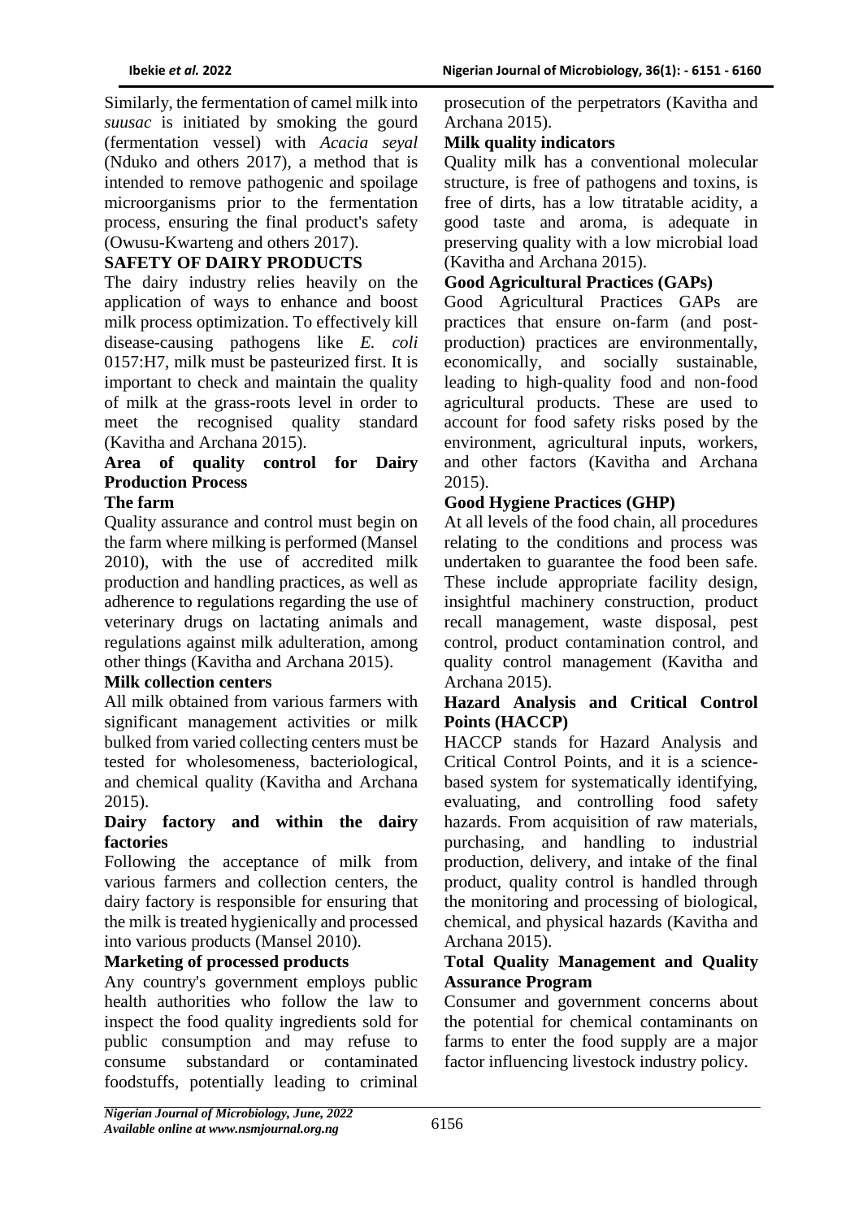Similarly, the fermentation of camel milk into *suusac* is initiated by smoking the gourd (fermentation vessel) with *Acacia seyal* (Nduko and others 2017), a method that is intended to remove pathogenic and spoilage microorganisms prior to the fermentation process, ensuring the final product's safety (Owusu-Kwarteng and others 2017).

## SAFETY OF DAIRY PRODUCTS

The dairy industry relies heavily on the application of ways to enhance and boost milk process optimization. To effectively kill disease-causing pathogens like *E. coli* 0157:H7, milk must be pasteurized first. It is important to check and maintain the quality of milk at the grass-roots level in order to meet the recognised quality standard (Kavitha and Archana 2015).

### Area of quality control for Dairy Production Process

#### The farm

Quality assurance and control must begin on the farm where milking is performed (Mansel 2010), with the use of accredited milk production and handling practices, as well as adherence to regulations regarding the use of veterinary drugs on lactating animals and regulations against milk adulteration, among other things (Kavitha and Archana 2015).

#### Milk collection centers

All milk obtained from various farmers with significant management activities or milk bulked from varied collecting centers must be tested for wholesomeness, bacteriological, and chemical quality (Kavitha and Archana 2015).

#### Dairy factory and within the dairy factories

Following the acceptance of milk from various farmers and collection centers, the dairy factory is responsible for ensuring that the milk is treated hygienically and processed into various products (Mansel 2010).

#### Marketing of processed products

Any country's government employs public health authorities who follow the law to inspect the food quality ingredients sold for public consumption and may refuse to consume substandard or contaminated foodstuffs, potentially leading to criminal prosecution of the perpetrators (Kavitha and Archana 2015).

#### Milk quality indicators

Quality milk has a conventional molecular structure, is free of pathogens and toxins, is free of dirts, has a low titratable acidity, a good taste and aroma, is adequate in preserving quality with a low microbial load (Kavitha and Archana 2015).

#### Good Agricultural Practices (GAPs)

Good Agricultural Practices GAPs are practices that ensure on-farm (and post-production) practices are environmentally, economically, and socially sustainable, leading to high-quality food and non-food agricultural products. These are used to account for food safety risks posed by the environment, agricultural inputs, workers, and other factors (Kavitha and Archana 2015).

#### Good Hygiene Practices (GHP)

At all levels of the food chain, all procedures relating to the conditions and process was undertaken to guarantee the food been safe. These include appropriate facility design, insightful machinery construction, product recall management, waste disposal, pest control, product contamination control, and quality control management (Kavitha and Archana 2015).

#### Hazard Analysis and Critical Control Points (HACCP)

HACCP stands for Hazard Analysis and Critical Control Points, and it is a science-based system for systematically identifying, evaluating, and controlling food safety hazards. From acquisition of raw materials, purchasing, and handling to industrial production, delivery, and intake of the final product, quality control is handled through the monitoring and processing of biological, chemical, and physical hazards (Kavitha and Archana 2015).

#### Total Quality Management and Quality Assurance Program

Consumer and government concerns about the potential for chemical contaminants on farms to enter the food supply are a major factor influencing livestock industry policy.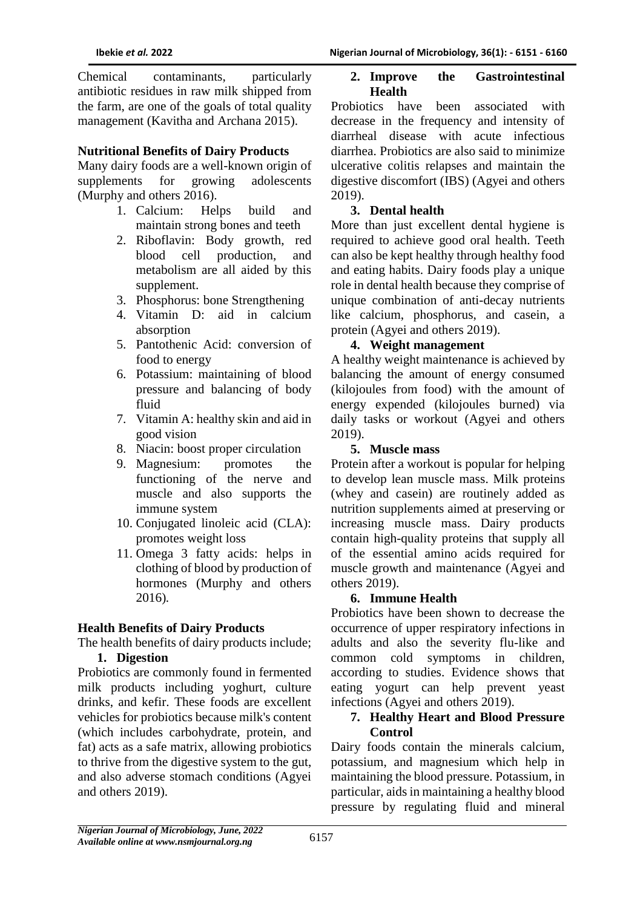Chemical contaminants, particularly antibiotic residues in raw milk shipped from the farm, are one of the goals of total quality management (Kavitha and Archana 2015).

### Nutritional Benefits of Dairy Products

Many dairy foods are a well-known origin of supplements for growing adolescents (Murphy and others 2016).

1. Calcium: Helps build and maintain strong bones and teeth
2. Riboflavin: Body growth, red blood cell production, and metabolism are all aided by this supplement.
3. Phosphorus: bone Strengthening
4. Vitamin D: aid in calcium absorption
5. Pantothenic Acid: conversion of food to energy
6. Potassium: maintaining of blood pressure and balancing of body fluid
7. Vitamin A: healthy skin and aid in good vision
8. Niacin: boost proper circulation
9. Magnesium: promotes the functioning of the nerve and muscle and also supports the immune system
10. Conjugated linoleic acid (CLA): promotes weight loss
11. Omega 3 fatty acids: helps in clothing of blood by production of hormones (Murphy and others 2016).

### Health Benefits of Dairy Products

The health benefits of dairy products include;

**1. Digestion**

Probiotics are commonly found in fermented milk products including yoghurt, culture drinks, and kefir. These foods are excellent vehicles for probiotics because milk's content (which includes carbohydrate, protein, and fat) acts as a safe matrix, allowing probiotics to thrive from the digestive system to the gut, and also adverse stomach conditions (Agyei and others 2019).

**2. Improve the Gastrointestinal Health**

Probiotics have been associated with decrease in the frequency and intensity of diarrheal disease with acute infectious diarrhea. Probiotics are also said to minimize ulcerative colitis relapses and maintain the digestive discomfort (IBS) (Agyei and others 2019).

**3. Dental health**

More than just excellent dental hygiene is required to achieve good oral health. Teeth can also be kept healthy through healthy food and eating habits. Dairy foods play a unique role in dental health because they comprise of unique combination of anti-decay nutrients like calcium, phosphorus, and casein, a protein (Agyei and others 2019).

**4. Weight management**

A healthy weight maintenance is achieved by balancing the amount of energy consumed (kilojoules from food) with the amount of energy expended (kilojoules burned) via daily tasks or workout (Agyei and others 2019).

**5. Muscle mass**

Protein after a workout is popular for helping to develop lean muscle mass. Milk proteins (whey and casein) are routinely added as nutrition supplements aimed at preserving or increasing muscle mass. Dairy products contain high-quality proteins that supply all of the essential amino acids required for muscle growth and maintenance (Agyei and others 2019).

**6. Immune Health**

Probiotics have been shown to decrease the occurrence of upper respiratory infections in adults and also the severity flu-like and common cold symptoms in children, according to studies. Evidence shows that eating yogurt can help prevent yeast infections (Agyei and others 2019).

**7. Healthy Heart and Blood Pressure Control**

Dairy foods contain the minerals calcium, potassium, and magnesium which help in maintaining the blood pressure. Potassium, in particular, aids in maintaining a healthy blood pressure by regulating fluid and mineral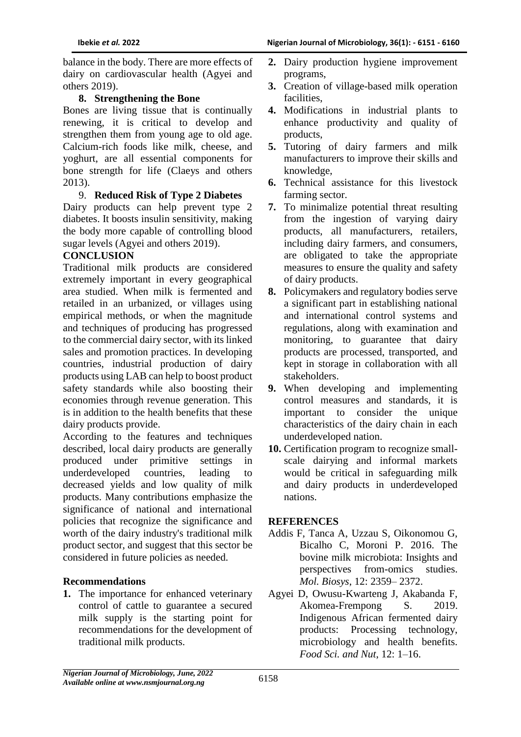balance in the body. There are more effects of dairy on cardiovascular health (Agyei and others 2019).

### 8. Strengthening the Bone

Bones are living tissue that is continually renewing, it is critical to develop and strengthen them from young age to old age. Calcium-rich foods like milk, cheese, and yoghurt, are all essential components for bone strength for life (Claeys and others 2013).

### 9. Reduced Risk of Type 2 Diabetes

Dairy products can help prevent type 2 diabetes. It boosts insulin sensitivity, making the body more capable of controlling blood sugar levels (Agyei and others 2019).

## CONCLUSION

Traditional milk products are considered extremely important in every geographical area studied. When milk is fermented and retailed in an urbanized, or villages using empirical methods, or when the magnitude and techniques of producing has progressed to the commercial dairy sector, with its linked sales and promotion practices. In developing countries, industrial production of dairy products using LAB can help to boost product safety standards while also boosting their economies through revenue generation. This is in addition to the health benefits that these dairy products provide.

According to the features and techniques described, local dairy products are generally produced under primitive settings in underdeveloped countries, leading to decreased yields and low quality of milk products. Many contributions emphasize the significance of national and international policies that recognize the significance and worth of the dairy industry's traditional milk product sector, and suggest that this sector be considered in future policies as needed.

## Recommendations

1. The importance for enhanced veterinary control of cattle to guarantee a secured milk supply is the starting point for recommendations for the development of traditional milk products.
2. Dairy production hygiene improvement programs,
3. Creation of village-based milk operation facilities,
4. Modifications in industrial plants to enhance productivity and quality of products,
5. Tutoring of dairy farmers and milk manufacturers to improve their skills and knowledge,
6. Technical assistance for this livestock farming sector.
7. To minimalize potential threat resulting from the ingestion of varying dairy products, all manufacturers, retailers, including dairy farmers, and consumers, are obligated to take the appropriate measures to ensure the quality and safety of dairy products.
8. Policymakers and regulatory bodies serve a significant part in establishing national and international control systems and regulations, along with examination and monitoring, to guarantee that dairy products are processed, transported, and kept in storage in collaboration with all stakeholders.
9. When developing and implementing control measures and standards, it is important to consider the unique characteristics of the dairy chain in each underdeveloped nation.
10. Certification program to recognize small-scale dairying and informal markets would be critical in safeguarding milk and dairy products in underdeveloped nations.

## REFERENCES

Addis F, Tanca A, Uzzau S, Oikonomou G, Bicalho C, Moroni P. 2016. The bovine milk microbiota: Insights and perspectives from-omics studies. *Mol. Biosys*, 12: 2359– 2372.

Agyei D, Owusu-Kwarteng J, Akabanda F, Akomea-Frempong S. 2019. Indigenous African fermented dairy products: Processing technology, microbiology and health benefits. *Food Sci. and Nut*, 12: 1–16.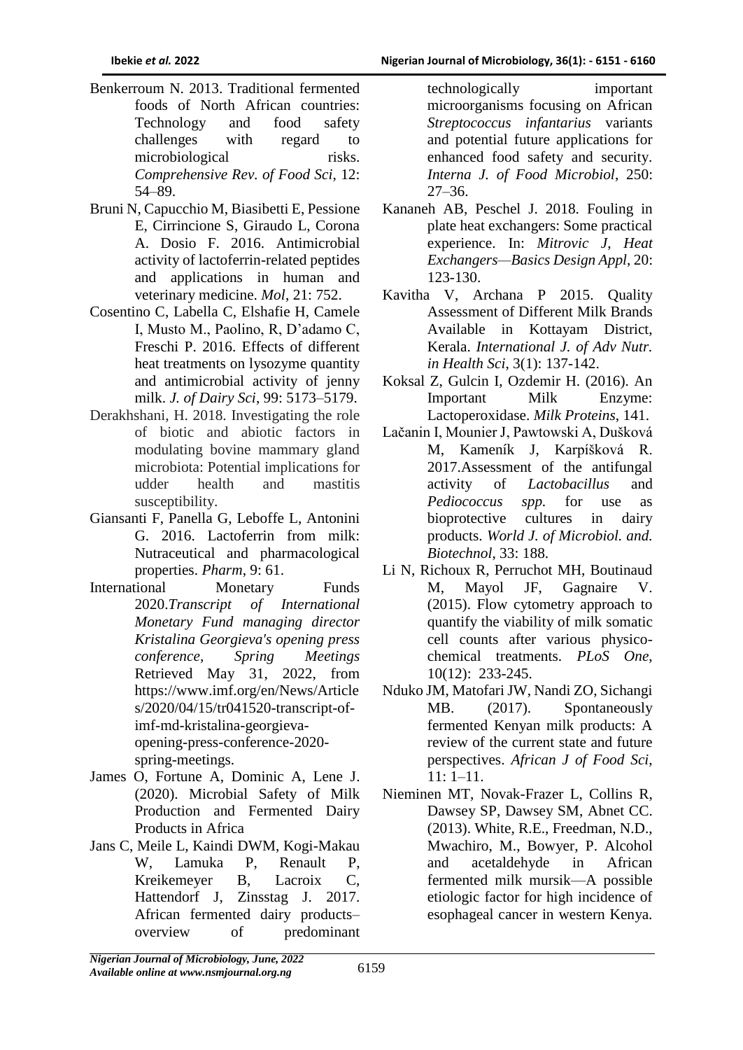Benkerroum N. 2013. Traditional fermented foods of North African countries: Technology and food safety challenges with regard to microbiological risks. *Comprehensive Rev. of Food Sci*, 12: 54–89.

Bruni N, Capucchio M, Biasibetti E, Pessione E, Cirrincione S, Giraudo L, Corona A. Dosio F. 2016. Antimicrobial activity of lactoferrin-related peptides and applications in human and veterinary medicine. *Mol*, 21: 752.

Cosentino C, Labella C, Elshafie H, Camele I, Musto M., Paolino, R, D'adamo C, Freschi P. 2016. Effects of different heat treatments on lysozyme quantity and antimicrobial activity of jenny milk. *J. of Dairy Sci*, 99: 5173–5179.

Derakhshani, H. 2018. Investigating the role of biotic and abiotic factors in modulating bovine mammary gland microbiota: Potential implications for udder health and mastitis susceptibility.

Giansanti F, Panella G, Leboffe L, Antonini G. 2016. Lactoferrin from milk: Nutraceutical and pharmacological properties. *Pharm*, 9: 61.

International Monetary Funds 2020.*Transcript of International Monetary Fund managing director Kristalina Georgieva's opening press conference, Spring Meetings* Retrieved May 31, 2022, from https://www.imf.org/en/News/Articles/2020/04/15/tr041520-transcript-of-imf-md-kristalina-georgieva-opening-press-conference-2020-spring-meetings.

James O, Fortune A, Dominic A, Lene J. (2020). Microbial Safety of Milk Production and Fermented Dairy Products in Africa

Jans C, Meile L, Kaindi DWM, Kogi-Makau W, Lamuka P, Renault P, Kreikemeyer B, Lacroix C, Hattendorf J, Zinsstag J. 2017. African fermented dairy products–overview of predominant technologically important microorganisms focusing on African *Streptococcus infantarius* variants and potential future applications for enhanced food safety and security. *Interna J. of Food Microbiol*, 250: 27–36.

Kananeh AB, Peschel J. 2018. Fouling in plate heat exchangers: Some practical experience. In: *Mitrovic J, Heat Exchangers—Basics Design Appl*, 20: 123-130.

Kavitha V, Archana P 2015. Quality Assessment of Different Milk Brands Available in Kottayam District, Kerala. *International J. of Adv Nutr. in Health Sci*, 3(1): 137-142.

Koksal Z, Gulcin I, Ozdemir H. (2016). An Important Milk Enzyme: Lactoperoxidase. *Milk Proteins*, 141.

Lačanin I, Mounier J, Pawtowski A, Dušková M, Kameník J, Karpíšková R. 2017.Assessment of the antifungal activity of *Lactobacillus* and *Pediococcus spp.* for use as bioprotective cultures in dairy products. *World J. of Microbiol. and. Biotechnol*, 33: 188.

Li N, Richoux R, Perruchot MH, Boutinaud M, Mayol JF, Gagnaire V. (2015). Flow cytometry approach to quantify the viability of milk somatic cell counts after various physico-chemical treatments. *PLoS One*, 10(12): 233-245.

Nduko JM, Matofari JW, Nandi ZO, Sichangi MB. (2017). Spontaneously fermented Kenyan milk products: A review of the current state and future perspectives. *African J of Food Sci*, 11: 1–11.

Nieminen MT, Novak-Frazer L, Collins R, Dawsey SP, Dawsey SM, Abnet CC. (2013). White, R.E., Freedman, N.D., Mwachiro, M., Bowyer, P. Alcohol and acetaldehyde in African fermented milk mursik—A possible etiologic factor for high incidence of esophageal cancer in western Kenya.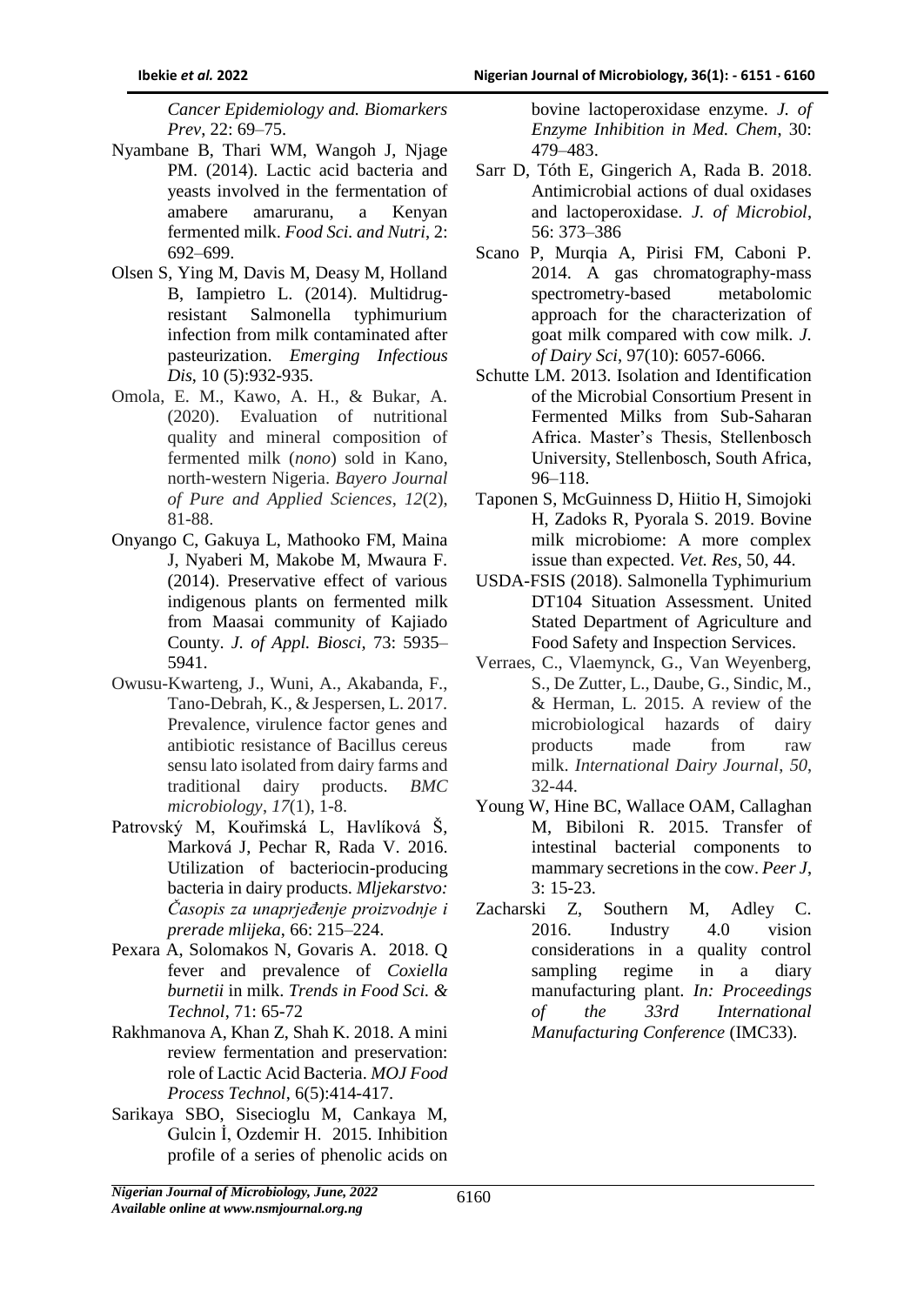*Cancer Epidemiology and. Biomarkers Prev*, 22: 69–75.

Nyambane B, Thari WM, Wangoh J, Njage PM. (2014). Lactic acid bacteria and yeasts involved in the fermentation of amabere amaruranu, a Kenyan fermented milk. *Food Sci. and Nutri*, 2: 692–699.

Olsen S, Ying M, Davis M, Deasy M, Holland B, Iampietro L. (2014). Multidrug-resistant Salmonella typhimurium infection from milk contaminated after pasteurization. *Emerging Infectious Dis*, 10 (5):932-935.

Omola, E. M., Kawo, A. H., & Bukar, A. (2020). Evaluation of nutritional quality and mineral composition of fermented milk (*nono*) sold in Kano, north-western Nigeria. *Bayero Journal of Pure and Applied Sciences*, *12*(2), 81-88.

Onyango C, Gakuya L, Mathooko FM, Maina J, Nyaberi M, Makobe M, Mwaura F. (2014). Preservative effect of various indigenous plants on fermented milk from Maasai community of Kajiado County. *J. of Appl. Biosci*, 73: 5935–5941.

Owusu-Kwarteng, J., Wuni, A., Akabanda, F., Tano-Debrah, K., & Jespersen, L. 2017. Prevalence, virulence factor genes and antibiotic resistance of Bacillus cereus sensu lato isolated from dairy farms and traditional dairy products. *BMC microbiology*, *17*(1), 1-8.

Patrovský M, Kouřimská L, Havlíková Š, Marková J, Pechar R, Rada V. 2016. Utilization of bacteriocin-producing bacteria in dairy products. *Mljekarstvo: Časopis za unaprjeđenje proizvodnje i prerade mlijeka*, 66: 215–224.

Pexara A, Solomakos N, Govaris A. 2018. Q fever and prevalence of *Coxiella burnetii* in milk. *Trends in Food Sci. & Technol*, 71: 65-72

Rakhmanova A, Khan Z, Shah K. 2018. A mini review fermentation and preservation: role of Lactic Acid Bacteria. *MOJ Food Process Technol*, 6(5):414-417.

Sarikaya SBO, Sisecioglu M, Cankaya M, Gulcin İ, Ozdemir H. 2015. Inhibition profile of a series of phenolic acids on bovine lactoperoxidase enzyme. *J. of Enzyme Inhibition in Med. Chem*, 30: 479–483.

Sarr D, Tóth E, Gingerich A, Rada B. 2018. Antimicrobial actions of dual oxidases and lactoperoxidase. *J. of Microbiol*, 56: 373–386

Scano P, Murqia A, Pirisi FM, Caboni P. 2014. A gas chromatography-mass spectrometry-based metabolomic approach for the characterization of goat milk compared with cow milk. *J. of Dairy Sci*, 97(10): 6057-6066.

Schutte LM. 2013. Isolation and Identification of the Microbial Consortium Present in Fermented Milks from Sub-Saharan Africa. Master's Thesis, Stellenbosch University, Stellenbosch, South Africa, 96–118.

Taponen S, McGuinness D, Hiitio H, Simojoki H, Zadoks R, Pyorala S. 2019. Bovine milk microbiome: A more complex issue than expected. *Vet. Res*, 50, 44.

USDA-FSIS (2018). Salmonella Typhimurium DT104 Situation Assessment. United Stated Department of Agriculture and Food Safety and Inspection Services.

Verraes, C., Vlaemynck, G., Van Weyenberg, S., De Zutter, L., Daube, G., Sindic, M., & Herman, L. 2015. A review of the microbiological hazards of dairy products made from raw milk. *International Dairy Journal*, *50*, 32-44.

Young W, Hine BC, Wallace OAM, Callaghan M, Bibiloni R. 2015. Transfer of intestinal bacterial components to mammary secretions in the cow. *Peer J*, 3: 15-23.

Zacharski Z, Southern M, Adley C. 2016. Industry 4.0 vision considerations in a quality control sampling regime in a diary manufacturing plant. *In: Proceedings of the 33rd International Manufacturing Conference* (IMC33).